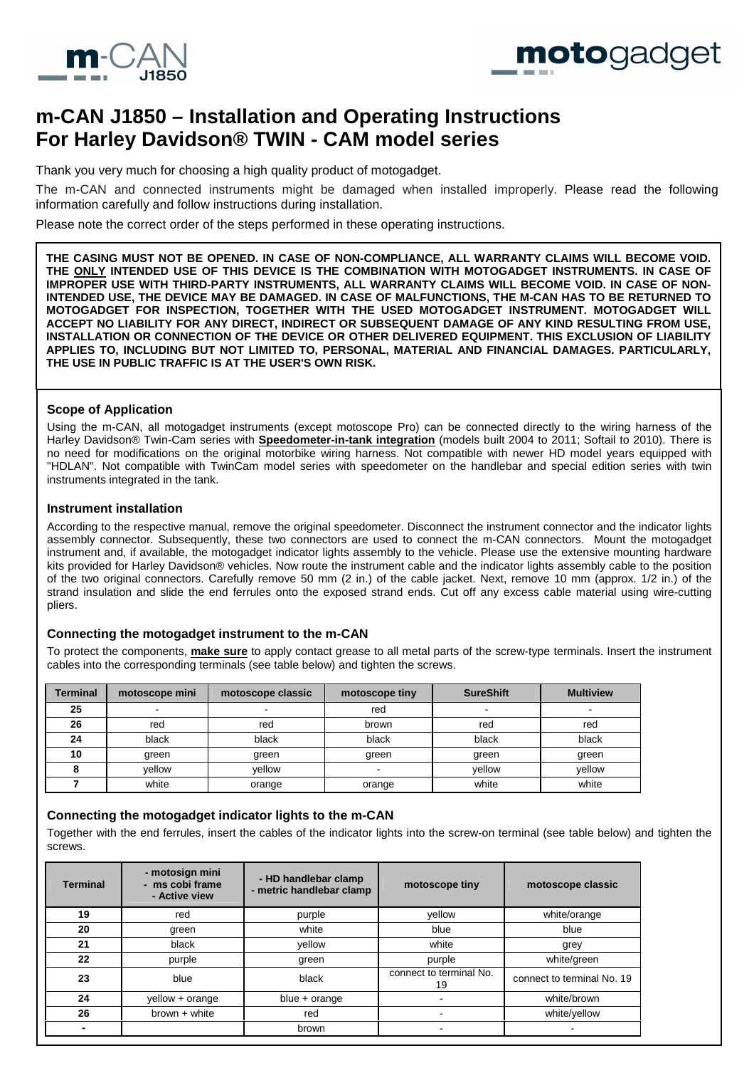# m-CAN J1850 – Installation and Operating Instructions For Harley Davidson® TWIN - CAM model series

Thank you very much for choosing a high quality product of motogadget.

The m-CAN and connected instruments might be damaged when installed improperly. Please read the following information carefully and follow instructions during installation.

Please note the correct order of the steps performed in these operating instructions.

**THE CASING MUST NOT BE OPENED. IN CASE OF NON-COMPLIANCE, ALL WARRANTY CLAIMS WILL BECOME VOID. THE ONLY INTENDED USE OF THIS DEVICE IS THE COMBINATION WITH MOTOGADGET INSTRUMENTS. IN CASE OF IMPROPER USE WITH THIRD-PARTY INSTRUMENTS, ALL WARRANTY CLAIMS WILL BECOME VOID. IN CASE OF NON-INTENDED USE, THE DEVICE MAY BE DAMAGED. IN CASE OF MALFUNCTIONS, THE M-CAN HAS TO BE RETURNED TO MOTOGADGET FOR INSPECTION, TOGETHER WITH THE USED MOTOGADGET INSTRUMENT. MOTOGADGET WILL ACCEPT NO LIABILITY FOR ANY DIRECT, INDIRECT OR SUBSEQUENT DAMAGE OF ANY KIND RESULTING FROM USE, INSTALLATION OR CONNECTION OF THE DEVICE OR OTHER DELIVERED EQUIPMENT. THIS EXCLUSION OF LIABILITY APPLIES TO, INCLUDING BUT NOT LIMITED TO, PERSONAL, MATERIAL AND FINANCIAL DAMAGES. PARTICULARLY, THE USE IN PUBLIC TRAFFIC IS AT THE USER'S OWN RISK.**

### Scope of Application

Using the m-CAN, all motogadget instruments (except motoscope Pro) can be connected directly to the wiring harness of the Harley Davidson® Twin-Cam series with **Speedometer-in-tank integration** (models built 2004 to 2011; Softail to 2010). There is no need for modifications on the original motorbike wiring harness. Not compatible with newer HD model years equipped with "HDLAN". Not compatible with TwinCam model series with speedometer on the handlebar and special edition series with twin instruments integrated in the tank.

### Instrument installation

According to the respective manual, remove the original speedometer. Disconnect the instrument connector and the indicator lights assembly connector. Subsequently, these two connectors are used to connect the m-CAN connectors. Mount the motogadget instrument and, if available, the motogadget indicator lights assembly to the vehicle. Please use the extensive mounting hardware kits provided for Harley Davidson® vehicles. Now route the instrument cable and the indicator lights assembly cable to the position of the two original connectors. Carefully remove 50 mm (2 in.) of the cable jacket. Next, remove 10 mm (approx. 1/2 in.) of the strand insulation and slide the end ferrules onto the exposed strand ends. Cut off any excess cable material using wire-cutting pliers.

### Connecting the motogadget instrument to the m-CAN

To protect the components, **make sure** to apply contact grease to all metal parts of the screw-type terminals. Insert the instrument cables into the corresponding terminals (see table below) and tighten the screws.

| Terminal | motoscope mini | motoscope classic | motoscope tiny | SureShift | Multiview |
|---|---|---|---|---|---|
| 25 | - | - | red | - | - |
| 26 | red | red | brown | red | red |
| 24 | black | black | black | black | black |
| 10 | green | green | green | green | green |
| 8 | yellow | yellow | - | yellow | yellow |
| 7 | white | orange | orange | white | white |

### Connecting the motogadget indicator lights to the m-CAN

Together with the end ferrules, insert the cables of the indicator lights into the screw-on terminal (see table below) and tighten the screws.

| Terminal | - motosign mini - ms cobi frame - Active view | - HD handlebar clamp - metric handlebar clamp | motoscope tiny | motoscope classic |
|---|---|---|---|---|
| 19 | red | purple | yellow | white/orange |
| 20 | green | white | blue | blue |
| 21 | black | yellow | white | grey |
| 22 | purple | green | purple | white/green |
| 23 | blue | black | connect to terminal No. 19 | connect to terminal No. 19 |
| 24 | yellow + orange | blue + orange | - | white/brown |
| 26 | brown + white | red | - | white/yellow |
| - | | brown | - | - |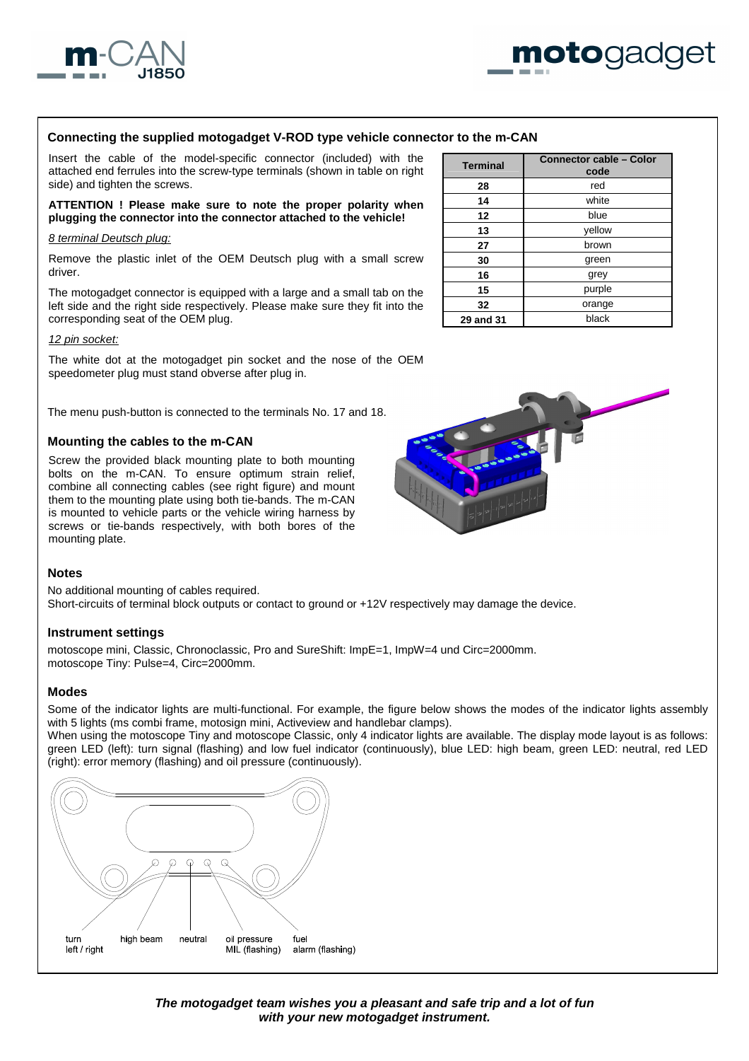## Connecting the supplied motogadget V-ROD type vehicle connector to the m-CAN

Insert the cable of the model-specific connector (included) with the attached end ferrules into the screw-type terminals (shown in table on right side) and tighten the screws.

**ATTENTION ! Please make sure to note the proper polarity when plugging the connector into the connector attached to the vehicle!**

*8 terminal Deutsch plug:*

Remove the plastic inlet of the OEM Deutsch plug with a small screw driver.

The motogadget connector is equipped with a large and a small tab on the left side and the right side respectively. Please make sure they fit into the corresponding seat of the OEM plug.

*12 pin socket:*

The white dot at the motogadget pin socket and the nose of the OEM speedometer plug must stand obverse after plug in.

| Terminal | Connector cable – Color code |
|---|---|
| 28 | red |
| 14 | white |
| 12 | blue |
| 13 | yellow |
| 27 | brown |
| 30 | green |
| 16 | grey |
| 15 | purple |
| 32 | orange |
| 29 and 31 | black |

The menu push-button is connected to the terminals No. 17 and 18.

## Mounting the cables to the m-CAN

Screw the provided black mounting plate to both mounting bolts on the m-CAN. To ensure optimum strain relief, combine all connecting cables (see right figure) and mount them to the mounting plate using both tie-bands. The m-CAN is mounted to vehicle parts or the vehicle wiring harness by screws or tie-bands respectively, with both bores of the mounting plate.

## Notes

No additional mounting of cables required.
Short-circuits of terminal block outputs or contact to ground or +12V respectively may damage the device.

## Instrument settings

motoscope mini, Classic, Chronoclassic, Pro and SureShift: ImpE=1, ImpW=4 und Circ=2000mm.
motoscope Tiny: Pulse=4, Circ=2000mm.

## Modes

Some of the indicator lights are multi-functional. For example, the figure below shows the modes of the indicator lights assembly with 5 lights (ms combi frame, motosign mini, Activeview and handlebar clamps).
When using the motoscope Tiny and motoscope Classic, only 4 indicator lights are available. The display mode layout is as follows: green LED (left): turn signal (flashing) and low fuel indicator (continuously), blue LED: high beam, green LED: neutral, red LED (right): error memory (flashing) and oil pressure (continuously).

turn left / right
high beam
neutral
oil pressure MIL (flashing)
fuel alarm (flashing)

***The motogadget team wishes you a pleasant and safe trip and a lot of fun with your new motogadget instrument.***